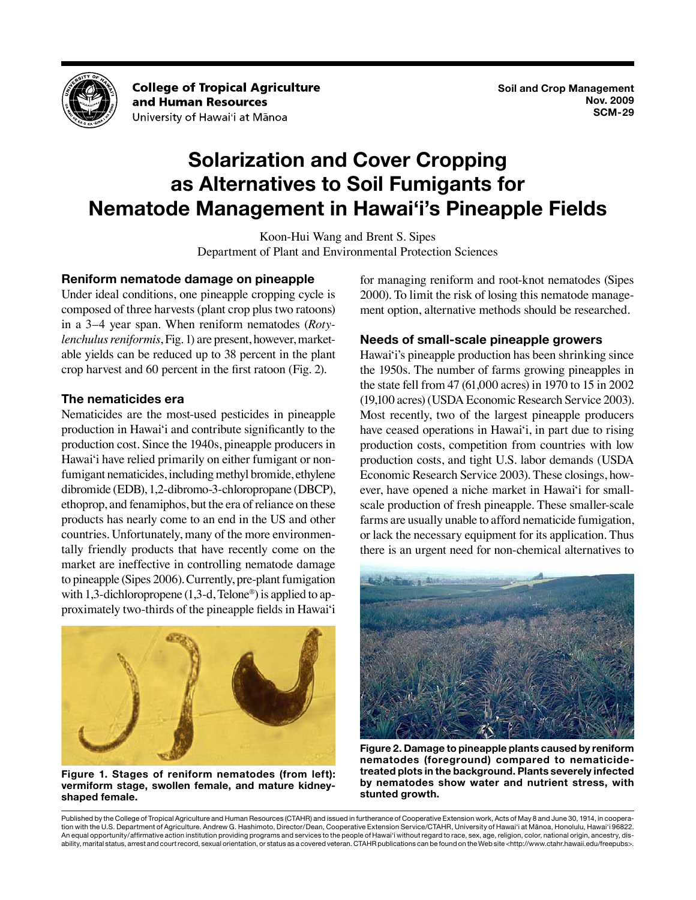College of Tropical Agriculture and Human Resources
University of Hawai'i at Mānoa

Soil and Crop Management
Nov. 2009
SCM-29

# Solarization and Cover Cropping as Alternatives to Soil Fumigants for Nematode Management in Hawai'i's Pineapple Fields

Koon-Hui Wang and Brent S. Sipes
Department of Plant and Environmental Protection Sciences

### Reniform nematode damage on pineapple

Under ideal conditions, one pineapple cropping cycle is composed of three harvests (plant crop plus two ratoons) in a 3–4 year span. When reniform nematodes (*Rotylenchulus reniformis*, Fig. 1) are present, however, marketable yields can be reduced up to 38 percent in the plant crop harvest and 60 percent in the first ratoon (Fig. 2).

### The nematicides era

Nematicides are the most-used pesticides in pineapple production in Hawai'i and contribute significantly to the production cost. Since the 1940s, pineapple producers in Hawai'i have relied primarily on either fumigant or non-fumigant nematicides, including methyl bromide, ethylene dibromide (EDB), 1,2-dibromo-3-chloropropane (DBCP), ethoprop, and fenamiphos, but the era of reliance on these products has nearly come to an end in the US and other countries. Unfortunately, many of the more environmentally friendly products that have recently come on the market are ineffective in controlling nematode damage to pineapple (Sipes 2006). Currently, pre-plant fumigation with 1,3-dichloropropene (1,3-d, Telone®) is applied to approximately two-thirds of the pineapple fields in Hawai'i for managing reniform and root-knot nematodes (Sipes 2000). To limit the risk of losing this nematode management option, alternative methods should be researched.

**Figure 1. Stages of reniform nematodes (from left): vermiform stage, swollen female, and mature kidney-shaped female.**

### Needs of small-scale pineapple growers

Hawai'i's pineapple production has been shrinking since the 1950s. The number of farms growing pineapples in the state fell from 47 (61,000 acres) in 1970 to 15 in 2002 (19,100 acres) (USDA Economic Research Service 2003). Most recently, two of the largest pineapple producers have ceased operations in Hawai'i, in part due to rising production costs, competition from countries with low production costs, and tight U.S. labor demands (USDA Economic Research Service 2003). These closings, however, have opened a niche market in Hawai'i for small-scale production of fresh pineapple. These smaller-scale farms are usually unable to afford nematicide fumigation, or lack the necessary equipment for its application. Thus there is an urgent need for non-chemical alternatives to

**Figure 2. Damage to pineapple plants caused by reniform nematodes (foreground) compared to nematicide-treated plots in the background. Plants severely infected by nematodes show water and nutrient stress, with stunted growth.**

Published by the College of Tropical Agriculture and Human Resources (CTAHR) and issued in furtherance of Cooperative Extension work, Acts of May 8 and June 30, 1914, in cooperation with the U.S. Department of Agriculture. Andrew G. Hashimoto, Director/Dean, Cooperative Extension Service/CTAHR, University of Hawai'i at Mānoa, Honolulu, Hawai'i 96822. An equal opportunity/affirmative action institution providing programs and services to the people of Hawai'i without regard to race, sex, age, religion, color, national origin, ancestry, disability, marital status, arrest and court record, sexual orientation, or status as a covered veteran. CTAHR publications can be found on the Web site <http://www.ctahr.hawaii.edu/freepubs>.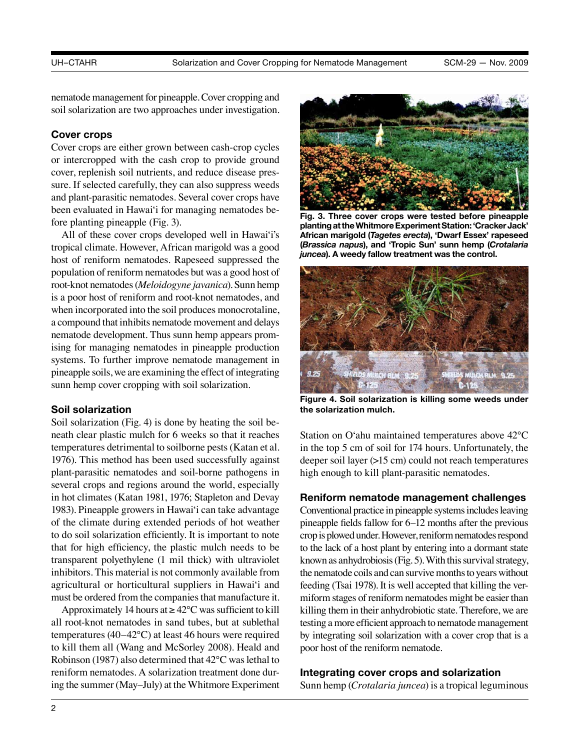nematode management for pineapple. Cover cropping and soil solarization are two approaches under investigation.

### Cover crops

Cover crops are either grown between cash-crop cycles or intercropped with the cash crop to provide ground cover, replenish soil nutrients, and reduce disease pressure. If selected carefully, they can also suppress weeds and plant-parasitic nematodes. Several cover crops have been evaluated in Hawai'i for managing nematodes before planting pineapple (Fig. 3).

All of these cover crops developed well in Hawai'i's tropical climate. However, African marigold was a good host of reniform nematodes. Rapeseed suppressed the population of reniform nematodes but was a good host of root-knot nematodes (*Meloidogyne javanica*). Sunn hemp is a poor host of reniform and root-knot nematodes, and when incorporated into the soil produces monocrotaline, a compound that inhibits nematode movement and delays nematode development. Thus sunn hemp appears promising for managing nematodes in pineapple production systems. To further improve nematode management in pineapple soils, we are examining the effect of integrating sunn hemp cover cropping with soil solarization.

### Soil solarization

Soil solarization (Fig. 4) is done by heating the soil beneath clear plastic mulch for 6 weeks so that it reaches temperatures detrimental to soilborne pests (Katan et al. 1976). This method has been used successfully against plant-parasitic nematodes and soil-borne pathogens in several crops and regions around the world, especially in hot climates (Katan 1981, 1976; Stapleton and Devay 1983). Pineapple growers in Hawai'i can take advantage of the climate during extended periods of hot weather to do soil solarization efficiently. It is important to note that for high efficiency, the plastic mulch needs to be transparent polyethylene (1 mil thick) with ultraviolet inhibitors. This material is not commonly available from agricultural or horticultural suppliers in Hawai'i and must be ordered from the companies that manufacture it.

Approximately 14 hours at ≥ 42°C was sufficient to kill all root-knot nematodes in sand tubes, but at sublethal temperatures (40–42°C) at least 46 hours were required to kill them all (Wang and McSorley 2008). Heald and Robinson (1987) also determined that 42°C was lethal to reniform nematodes. A solarization treatment done during the summer (May–July) at the Whitmore Experiment Station on O'ahu maintained temperatures above 42°C in the top 5 cm of soil for 174 hours. Unfortunately, the deeper soil layer (>15 cm) could not reach temperatures high enough to kill plant-parasitic nematodes.

**Fig. 3. Three cover crops were tested before pineapple planting at the Whitmore Experiment Station: 'Cracker Jack' African marigold (*Tagetes erecta*), 'Dwarf Essex' rapeseed (*Brassica napus*), and 'Tropic Sun' sunn hemp (*Crotalaria juncea*). A weedy fallow treatment was the control.**

**Figure 4. Soil solarization is killing some weeds under the solarization mulch.**

### Reniform nematode management challenges

Conventional practice in pineapple systems includes leaving pineapple fields fallow for 6–12 months after the previous crop is plowed under. However, reniform nematodes respond to the lack of a host plant by entering into a dormant state known as anhydrobiosis (Fig. 5). With this survival strategy, the nematode coils and can survive months to years without feeding (Tsai 1978). It is well accepted that killing the vermiform stages of reniform nematodes might be easier than killing them in their anhydrobiotic state. Therefore, we are testing a more efficient approach to nematode management by integrating soil solarization with a cover crop that is a poor host of the reniform nematode.

### Integrating cover crops and solarization

Sunn hemp (*Crotalaria juncea*) is a tropical leguminous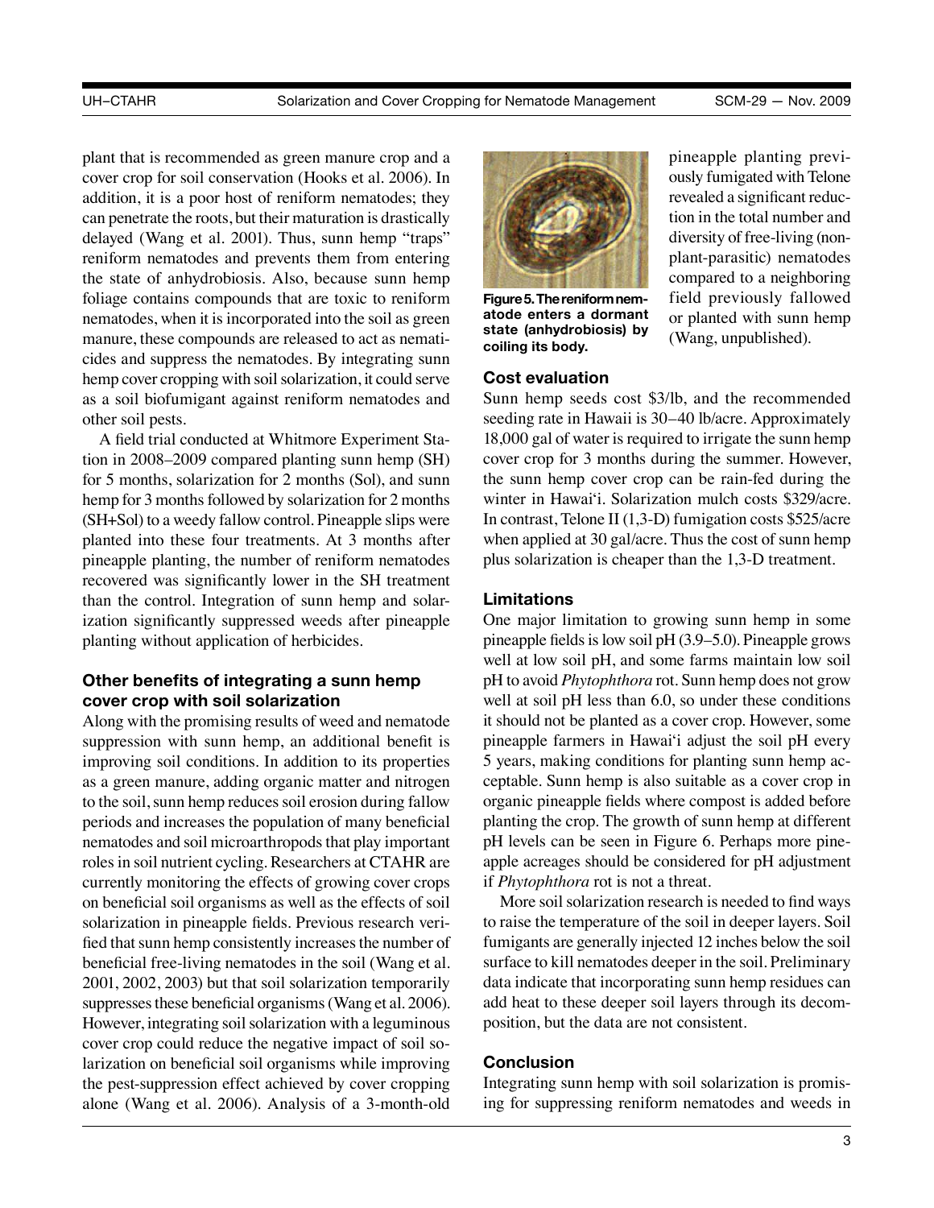plant that is recommended as green manure crop and a cover crop for soil conservation (Hooks et al. 2006). In addition, it is a poor host of reniform nematodes; they can penetrate the roots, but their maturation is drastically delayed (Wang et al. 2001). Thus, sunn hemp "traps" reniform nematodes and prevents them from entering the state of anhydrobiosis. Also, because sunn hemp foliage contains compounds that are toxic to reniform nematodes, when it is incorporated into the soil as green manure, these compounds are released to act as nematicides and suppress the nematodes. By integrating sunn hemp cover cropping with soil solarization, it could serve as a soil biofumigant against reniform nematodes and other soil pests.

A field trial conducted at Whitmore Experiment Station in 2008–2009 compared planting sunn hemp (SH) for 5 months, solarization for 2 months (Sol), and sunn hemp for 3 months followed by solarization for 2 months (SH+Sol) to a weedy fallow control. Pineapple slips were planted into these four treatments. At 3 months after pineapple planting, the number of reniform nematodes recovered was significantly lower in the SH treatment than the control. Integration of sunn hemp and solarization significantly suppressed weeds after pineapple planting without application of herbicides.

### Other benefits of integrating a sunn hemp cover crop with soil solarization

Along with the promising results of weed and nematode suppression with sunn hemp, an additional benefit is improving soil conditions. In addition to its properties as a green manure, adding organic matter and nitrogen to the soil, sunn hemp reduces soil erosion during fallow periods and increases the population of many beneficial nematodes and soil microarthropods that play important roles in soil nutrient cycling. Researchers at CTAHR are currently monitoring the effects of growing cover crops on beneficial soil organisms as well as the effects of soil solarization in pineapple fields. Previous research verified that sunn hemp consistently increases the number of beneficial free-living nematodes in the soil (Wang et al. 2001, 2002, 2003) but that soil solarization temporarily suppresses these beneficial organisms (Wang et al. 2006). However, integrating soil solarization with a leguminous cover crop could reduce the negative impact of soil solarization on beneficial soil organisms while improving the pest-suppression effect achieved by cover cropping alone (Wang et al. 2006). Analysis of a 3-month-old pineapple planting previously fumigated with Telone revealed a significant reduction in the total number and diversity of free-living (non-plant-parasitic) nematodes compared to a neighboring field previously fallowed or planted with sunn hemp (Wang, unpublished).

**Figure 5. The reniform nematode enters a dormant state (anhydrobiosis) by coiling its body.**

### Cost evaluation

Sunn hemp seeds cost \$3/lb, and the recommended seeding rate in Hawaii is 30–40 lb/acre. Approximately 18,000 gal of water is required to irrigate the sunn hemp cover crop for 3 months during the summer. However, the sunn hemp cover crop can be rain-fed during the winter in Hawai'i. Solarization mulch costs \$329/acre. In contrast, Telone II (1,3-D) fumigation costs \$525/acre when applied at 30 gal/acre. Thus the cost of sunn hemp plus solarization is cheaper than the 1,3-D treatment.

### Limitations

One major limitation to growing sunn hemp in some pineapple fields is low soil pH (3.9–5.0). Pineapple grows well at low soil pH, and some farms maintain low soil pH to avoid *Phytophthora* rot. Sunn hemp does not grow well at soil pH less than 6.0, so under these conditions it should not be planted as a cover crop. However, some pineapple farmers in Hawai'i adjust the soil pH every 5 years, making conditions for planting sunn hemp acceptable. Sunn hemp is also suitable as a cover crop in organic pineapple fields where compost is added before planting the crop. The growth of sunn hemp at different pH levels can be seen in Figure 6. Perhaps more pineapple acreages should be considered for pH adjustment if *Phytophthora* rot is not a threat.

More soil solarization research is needed to find ways to raise the temperature of the soil in deeper layers. Soil fumigants are generally injected 12 inches below the soil surface to kill nematodes deeper in the soil. Preliminary data indicate that incorporating sunn hemp residues can add heat to these deeper soil layers through its decomposition, but the data are not consistent.

### Conclusion

Integrating sunn hemp with soil solarization is promising for suppressing reniform nematodes and weeds in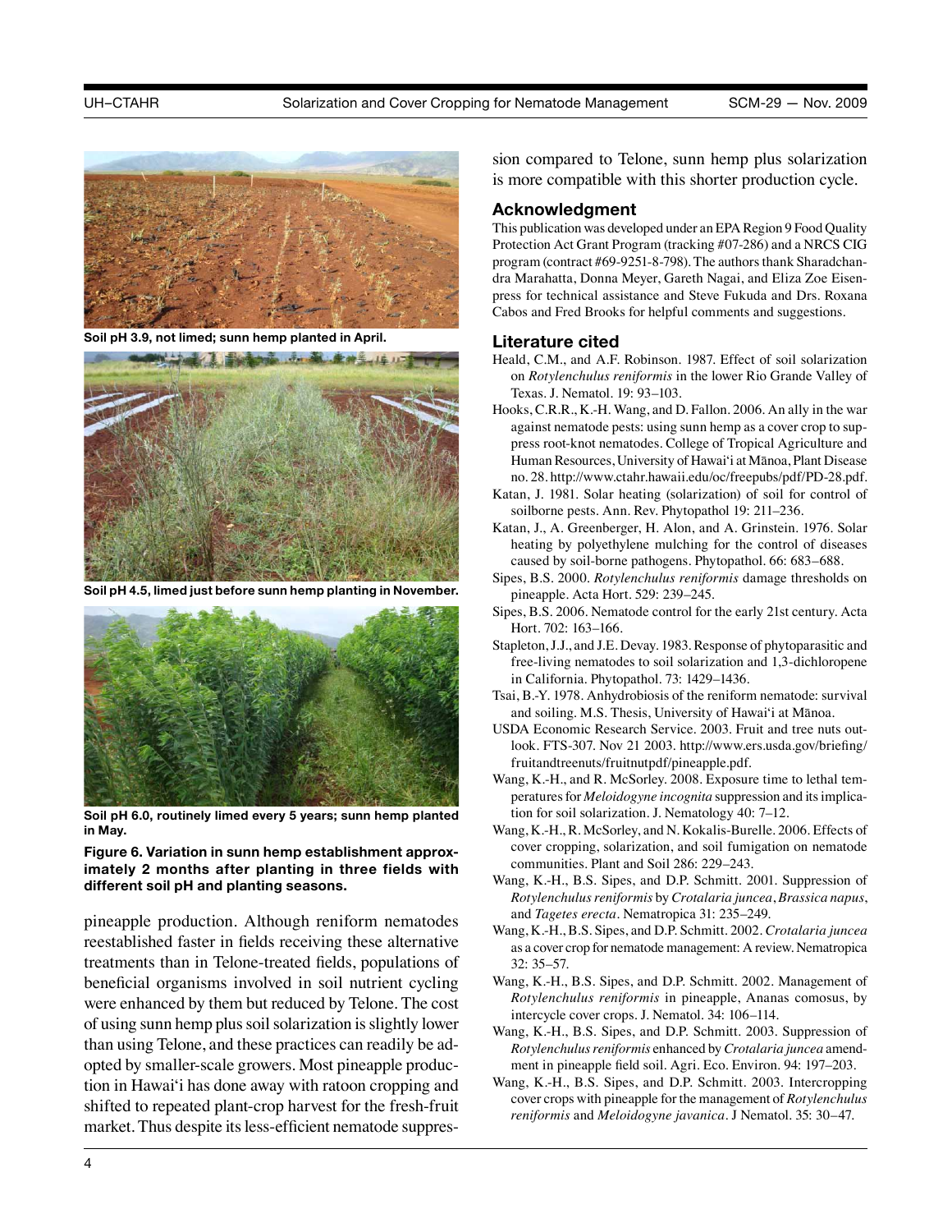Soil pH 3.9, not limed; sunn hemp planted in April.

Soil pH 4.5, limed just before sunn hemp planting in November.

Soil pH 6.0, routinely limed every 5 years; sunn hemp planted in May.

**Figure 6. Variation in sunn hemp establishment approximately 2 months after planting in three fields with different soil pH and planting seasons.**

pineapple production. Although reniform nematodes reestablished faster in fields receiving these alternative treatments than in Telone-treated fields, populations of beneficial organisms involved in soil nutrient cycling were enhanced by them but reduced by Telone. The cost of using sunn hemp plus soil solarization is slightly lower than using Telone, and these practices can readily be adopted by smaller-scale growers. Most pineapple production in Hawai'i has done away with ratoon cropping and shifted to repeated plant-crop harvest for the fresh-fruit market. Thus despite its less-efficient nematode suppression compared to Telone, sunn hemp plus solarization is more compatible with this shorter production cycle.

## Acknowledgment

This publication was developed under an EPA Region 9 Food Quality Protection Act Grant Program (tracking #07-286) and a NRCS CIG program (contract #69-9251-8-798). The authors thank Sharadchandra Marahatta, Donna Meyer, Gareth Nagai, and Eliza Zoe Eisenpress for technical assistance and Steve Fukuda and Drs. Roxana Cabos and Fred Brooks for helpful comments and suggestions.

## Literature cited

Heald, C.M., and A.F. Robinson. 1987. Effect of soil solarization on *Rotylenchulus reniformis* in the lower Rio Grande Valley of Texas. J. Nematol. 19: 93–103.

Hooks, C.R.R., K.-H. Wang, and D. Fallon. 2006. An ally in the war against nematode pests: using sunn hemp as a cover crop to suppress root-knot nematodes. College of Tropical Agriculture and Human Resources, University of Hawai'i at Mānoa, Plant Disease no. 28. http://www.ctahr.hawaii.edu/oc/freepubs/pdf/PD-28.pdf.

Katan, J. 1981. Solar heating (solarization) of soil for control of soilborne pests. Ann. Rev. Phytopathol 19: 211–236.

Katan, J., A. Greenberger, H. Alon, and A. Grinstein. 1976. Solar heating by polyethylene mulching for the control of diseases caused by soil-borne pathogens. Phytopathol. 66: 683–688.

Sipes, B.S. 2000. *Rotylenchulus reniformis* damage thresholds on pineapple. Acta Hort. 529: 239–245.

Sipes, B.S. 2006. Nematode control for the early 21st century. Acta Hort. 702: 163–166.

Stapleton, J.J., and J.E. Devay. 1983. Response of phytoparasitic and free-living nematodes to soil solarization and 1,3-dichloropene in California. Phytopathol. 73: 1429–1436.

Tsai, B.-Y. 1978. Anhydrobiosis of the reniform nematode: survival and soiling. M.S. Thesis, University of Hawai'i at Mānoa.

USDA Economic Research Service. 2003. Fruit and tree nuts outlook. FTS-307. Nov 21 2003. http://www.ers.usda.gov/briefing/fruitandtreenuts/fruitnutpdf/pineapple.pdf.

Wang, K.-H., and R. McSorley. 2008. Exposure time to lethal temperatures for *Meloidogyne incognita* suppression and its implication for soil solarization. J. Nematology 40: 7–12.

Wang, K.-H., R. McSorley, and N. Kokalis-Burelle. 2006. Effects of cover cropping, solarization, and soil fumigation on nematode communities. Plant and Soil 286: 229–243.

Wang, K.-H., B.S. Sipes, and D.P. Schmitt. 2001. Suppression of *Rotylenchulus reniformis* by *Crotalaria juncea*, *Brassica napus*, and *Tagetes erecta*. Nematropica 31: 235–249.

Wang, K.-H., B.S. Sipes, and D.P. Schmitt. 2002. *Crotalaria juncea* as a cover crop for nematode management: A review. Nematropica 32: 35–57.

Wang, K.-H., B.S. Sipes, and D.P. Schmitt. 2002. Management of *Rotylenchulus reniformis* in pineapple, Ananas comosus, by intercycle cover crops. J. Nematol. 34: 106–114.

Wang, K.-H., B.S. Sipes, and D.P. Schmitt. 2003. Suppression of *Rotylenchulus reniformis* enhanced by *Crotalaria juncea* amendment in pineapple field soil. Agri. Eco. Environ. 94: 197–203.

Wang, K.-H., B.S. Sipes, and D.P. Schmitt. 2003. Intercropping cover crops with pineapple for the management of *Rotylenchulus reniformis* and *Meloidogyne javanica*. J Nematol. 35: 30–47.